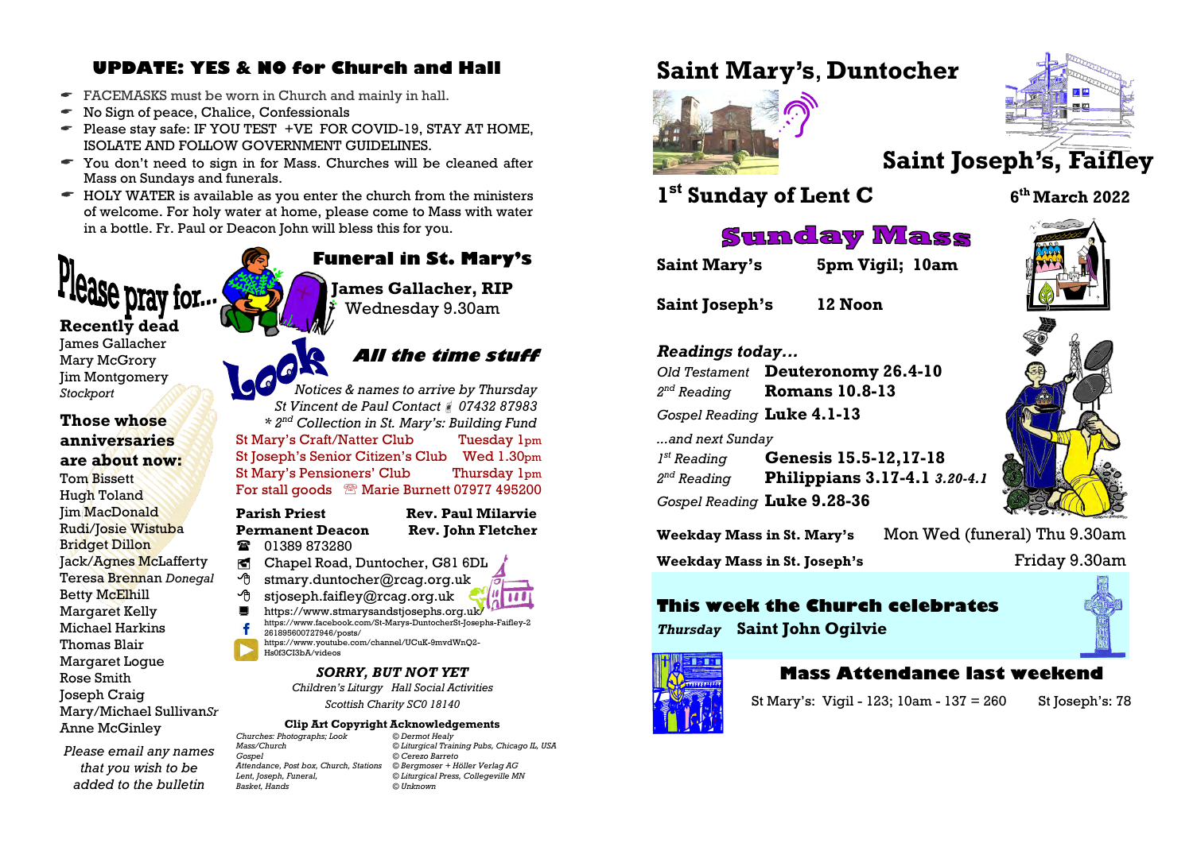## UPDATE: YES & NO for Church and Hall

- FACEMASKS must be worn in Church and mainly in hall.
- No Sign of peace, Chalice, Confessionals
- Please stay safe: IF YOU TEST +VE FOR COVID-19, STAY AT HOME, ISOLATE AND FOLLOW GOVERNMENT GUIDELINES.
- You don't need to sign in for Mass. Churches will be cleaned after Mass on Sundays and funerals.
- HOLY WATER is available as you enter the church from the ministers of welcome. For holy water at home, please come to Mass with water in a bottle. Fr. Paul or Deacon John will bless this for you.

## Please pray for...

**Recently dead**

James Gallacher
Mary McGrory
Jim Montgomery
*Stockport*

**Those whose anniversaries are about now:**

Tom Bissett
Hugh Toland
Jim MacDonald
Rudi/Josie Wistuba
Bridget Dillon
Jack/Agnes McLafferty
Teresa Brennan *Donegal*
Betty McElhill
Margaret Kelly
Michael Harkins
Thomas Blair
Margaret Logue
Rose Smith
Joseph Craig
Mary/Michael Sullivan*Sr*
Anne McGinley

*Please email any names that you wish to be added to the bulletin*

## Funeral in St. Mary's

**James Gallacher, RIP**
Wednesday 9.30am

## Look — *All the time stuff*

*Notices & names to arrive by Thursday*
*St Vincent de Paul Contact 07432 87983*
*\* 2nd Collection in St. Mary's: Building Fund*

St Mary's Craft/Natter Club — Tuesday 1pm
St Joseph's Senior Citizen's Club — Wed 1.30pm
St Mary's Pensioners' Club — Thursday 1pm
For stall goods ☏ Marie Burnett 07977 495200

**Parish Priest** — **Rev. Paul Milarvie**
**Permanent Deacon** — **Rev. John Fletcher**

☎ 01389 873280
Chapel Road, Duntocher, G81 6DL
stmary.duntocher@rcag.org.uk
stjoseph.faifley@rcag.org.uk
https://www.stmarysandstjosephs.org.uk/
https://www.facebook.com/St-Marys-DuntocherSt-Josephs-Faifley-2261895600727946/posts/
https://www.youtube.com/channel/UCuK-9mvdWnQ2-Hs0f3CI3bA/videos

***SORRY, BUT NOT YET***

*Children's Liturgy Hall Social Activities*

*Scottish Charity SC0 18140*

**Clip Art Copyright Acknowledgements**

| | |
|---|---|
| *Churches: Photographs; Look* | *© Dermot Healy* |
| *Mass/Church* | *© Liturgical Training Pubs, Chicago IL, USA* |
| *Gospel* | *© Cerezo Barreto* |
| *Attendance, Post box, Church, Stations* | *© Bergmoser + Höller Verlag AG* |
| *Lent, Joseph, Funeral,* | *© Liturgical Press, Collegeville MN* |
| *Basket, Hands* | *© Unknown* |

# Saint Mary's, Duntocher
# Saint Joseph's, Faifley

## 1st Sunday of Lent C — 6th March 2022

## Sunday Mass

**Saint Mary's** — **5pm Vigil; 10am**

**Saint Joseph's** — **12 Noon**

### *Readings today...*

*Old Testament* **Deuteronomy 26.4-10**
*2nd Reading* **Romans 10.8-13**
*Gospel Reading* **Luke 4.1-13**

*...and next Sunday*

*1st Reading* **Genesis 15.5-12,17-18**
*2nd Reading* **Philippians 3.17-4.1** ***3.20-4.1***
*Gospel Reading* **Luke 9.28-36**

**Weekday Mass in St. Mary's** — Mon Wed (funeral) Thu 9.30am

**Weekday Mass in St. Joseph's** — Friday 9.30am

## This week the Church celebrates

***Thursday*** **Saint John Ogilvie**

## Mass Attendance last weekend

St Mary's: Vigil - 123; 10am - 137 = 260 — St Joseph's: 78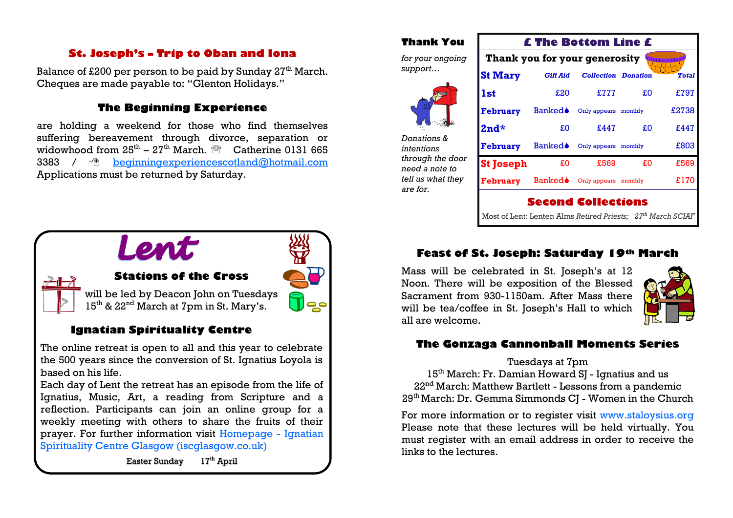## St. Joseph's – Trip to Oban and Iona

Balance of £200 per person to be paid by Sunday 27th March. Cheques are made payable to: "Glenton Holidays."

## The Beginning Experience

are holding a weekend for those who find themselves suffering bereavement through divorce, separation or widowhood from 25th – 27th March. ☏ Catherine 0131 665 3383 / beginningexperiencescotland@hotmail.com Applications must be returned by Saturday.

# Lent

## Stations of the Cross

will be led by Deacon John on Tuesdays 15th & 22nd March at 7pm in St. Mary's.

## Ignatian Spirituality Centre

The online retreat is open to all and this year to celebrate the 500 years since the conversion of St. Ignatius Loyola is based on his life.

Each day of Lent the retreat has an episode from the life of Ignatius, Music, Art, a reading from Scripture and a reflection. Participants can join an online group for a weekly meeting with others to share the fruits of their prayer. For further information visit Homepage - Ignatian Spirituality Centre Glasgow (iscglasgow.co.uk)

Easter Sunday 17th April

## Thank You

*for your ongoing support…*

*Donations & intentions through the door need a note to tell us what they are for.*

## £ The Bottom Line £

**Thank you for your generosity**

| St Mary | Gift Aid | Collection | Donation | Total |
|---|---|---|---|---|
| 1st | £20 | £777 | £0 | £797 |
| February | Banked | Only appears | monthly | £2738 |
| 2nd* | £0 | £447 | £0 | £447 |
| February | Banked | Only appears | monthly | £803 |
| St Joseph | £0 | £569 | £0 | £569 |
| February | Banked | Only appears | monthly | £170 |

**Second Collections**

Most of Lent: Lenten Alms *Retired Priests; 27th March SCIAF*

## Feast of St. Joseph: Saturday 19th March

Mass will be celebrated in St. Joseph's at 12 Noon. There will be exposition of the Blessed Sacrament from 930-1150am. After Mass there will be tea/coffee in St. Joseph's Hall to which all are welcome.

## The Gonzaga Cannonball Moments Series

Tuesdays at 7pm
15th March: Fr. Damian Howard SJ - Ignatius and us
22nd March: Matthew Bartlett - Lessons from a pandemic
29th March: Dr. Gemma Simmonds CJ - Women in the Church

For more information or to register visit www.staloysius.org Please note that these lectures will be held virtually. You must register with an email address in order to receive the links to the lectures.